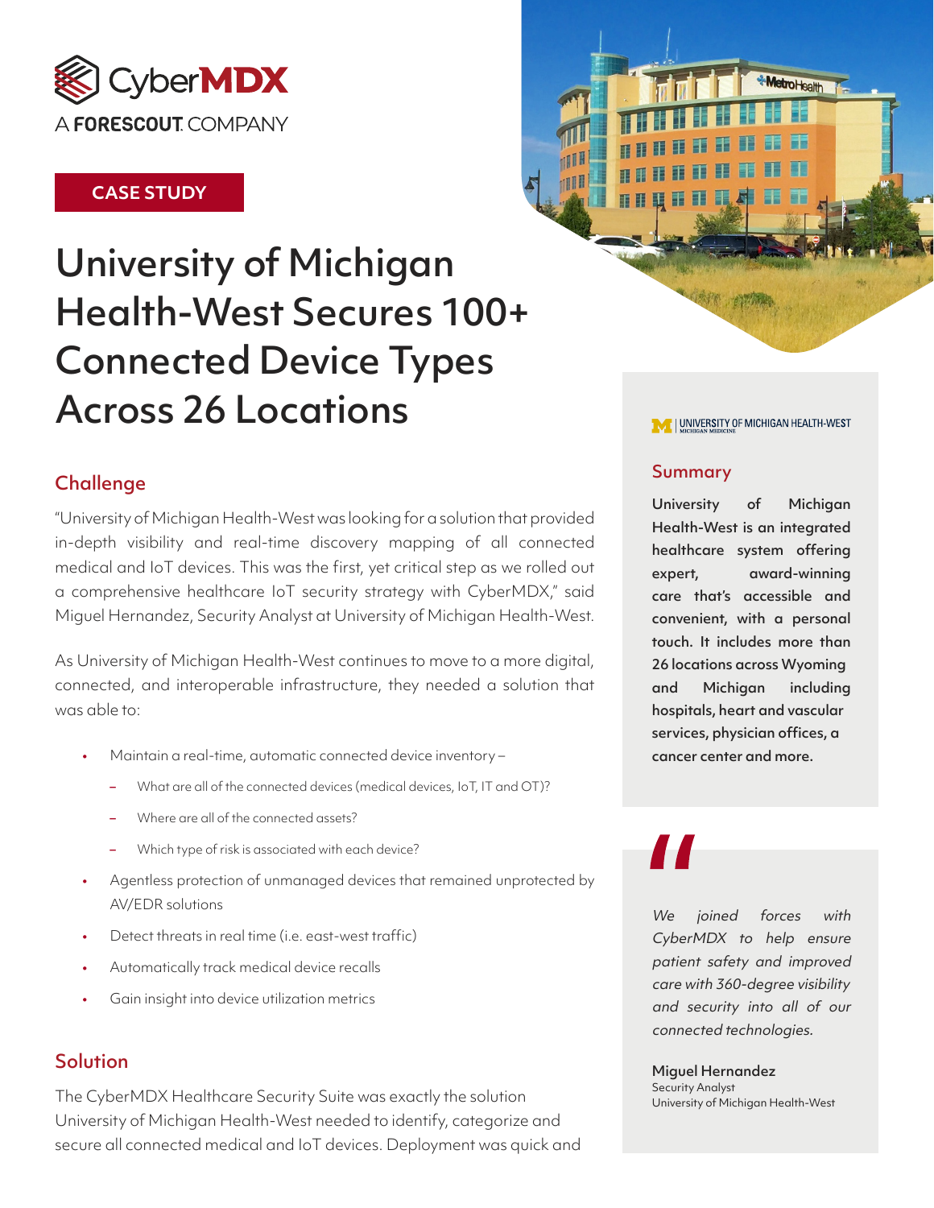CyberMDX

A FORESCOUT COMPANY

CASE STUDY

# University of Michigan Health-West Secures 100+ Connected Device Types Across 26 Locations

## Challenge

"University of Michigan Health-West was looking for a solution that provided in-depth visibility and real-time discovery mapping of all connected medical and IoT devices. This was the first, yet critical step as we rolled out a comprehensive healthcare IoT security strategy with CyberMDX," said Miguel Hernandez, Security Analyst at University of Michigan Health-West.

As University of Michigan Health-West continues to move to a more digital, connected, and interoperable infrastructure, they needed a solution that was able to:

- Maintain a real-time, automatic connected device inventory –
  - What are all of the connected devices (medical devices, IoT, IT and OT)?
  - Where are all of the connected assets?
  - Which type of risk is associated with each device?
- Agentless protection of unmanaged devices that remained unprotected by AV/EDR solutions
- Detect threats in real time (i.e. east-west traffic)
- Automatically track medical device recalls
- Gain insight into device utilization metrics

## Solution

The CyberMDX Healthcare Security Suite was exactly the solution University of Michigan Health-West needed to identify, categorize and secure all connected medical and IoT devices. Deployment was quick and

UNIVERSITY OF MICHIGAN HEALTH-WEST
MICHIGAN MEDICINE

## Summary

**University of Michigan Health-West is an integrated healthcare system offering expert, award-winning care that's accessible and convenient, with a personal touch. It includes more than 26 locations across Wyoming and Michigan including hospitals, heart and vascular services, physician offices, a cancer center and more.**

*We joined forces with CyberMDX to help ensure patient safety and improved care with 360-degree visibility and security into all of our connected technologies.*

**Miguel Hernandez**
Security Analyst
University of Michigan Health-West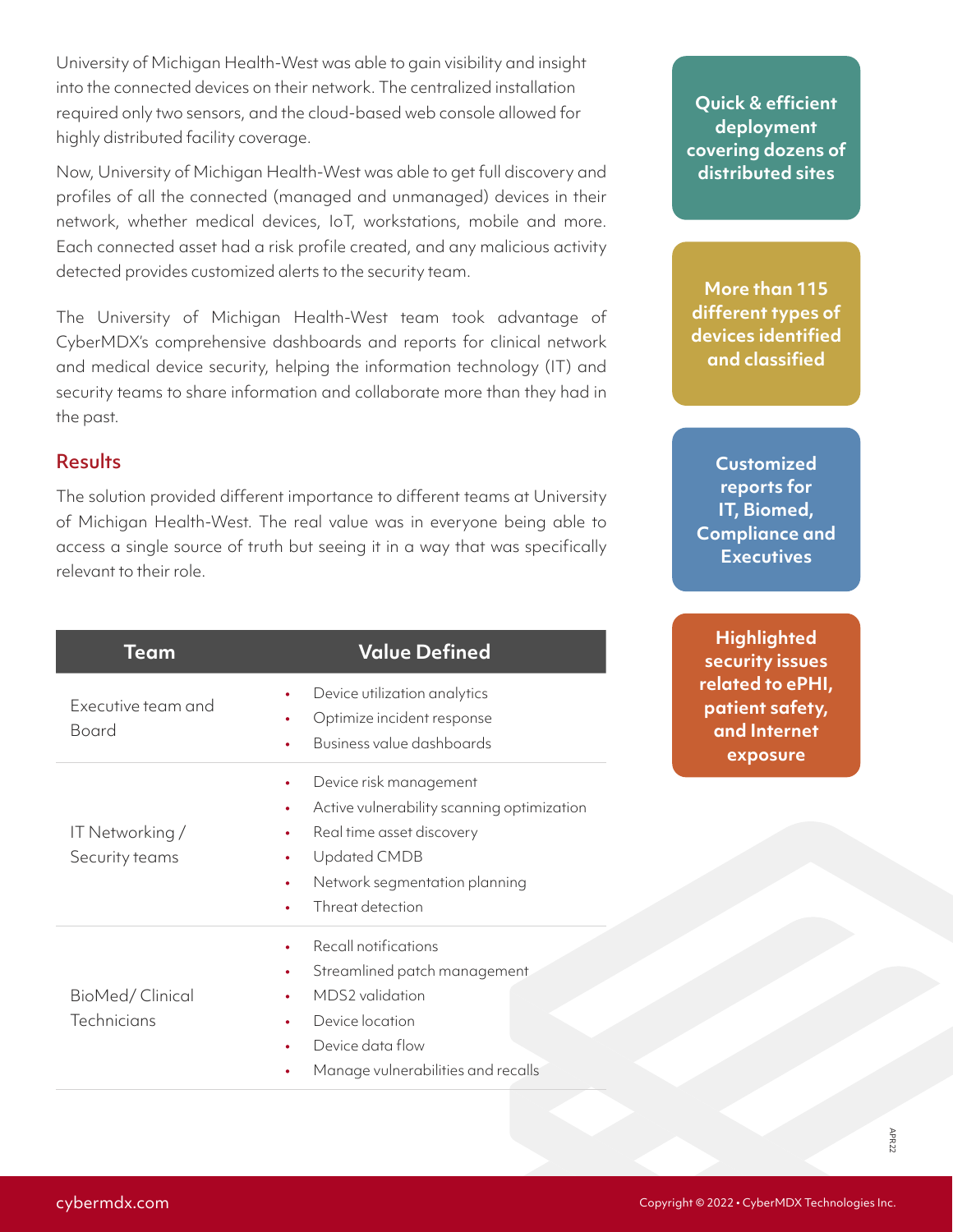University of Michigan Health-West was able to gain visibility and insight into the connected devices on their network. The centralized installation required only two sensors, and the cloud-based web console allowed for highly distributed facility coverage.

Now, University of Michigan Health-West was able to get full discovery and profiles of all the connected (managed and unmanaged) devices in their network, whether medical devices, IoT, workstations, mobile and more. Each connected asset had a risk profile created, and any malicious activity detected provides customized alerts to the security team.

The University of Michigan Health-West team took advantage of CyberMDX's comprehensive dashboards and reports for clinical network and medical device security, helping the information technology (IT) and security teams to share information and collaborate more than they had in the past.

## Results

The solution provided different importance to different teams at University of Michigan Health-West. The real value was in everyone being able to access a single source of truth but seeing it in a way that was specifically relevant to their role.

| Team | Value Defined |
| --- | --- |
| Executive team and Board | • Device utilization analytics<br>• Optimize incident response<br>• Business value dashboards |
| IT Networking / Security teams | • Device risk management<br>• Active vulnerability scanning optimization<br>• Real time asset discovery<br>• Updated CMDB<br>• Network segmentation planning<br>• Threat detection |
| BioMed/ Clinical Technicians | • Recall notifications<br>• Streamlined patch management<br>• MDS2 validation<br>• Device location<br>• Device data flow<br>• Manage vulnerabilities and recalls |

**Quick & efficient deployment covering dozens of distributed sites**

**More than 115 different types of devices identified and classified**

**Customized reports for IT, Biomed, Compliance and Executives**

**Highlighted security issues related to ePHI, patient safety, and Internet exposure**

APR22

cybermdx.com

Copyright © 2022 • CyberMDX Technologies Inc.